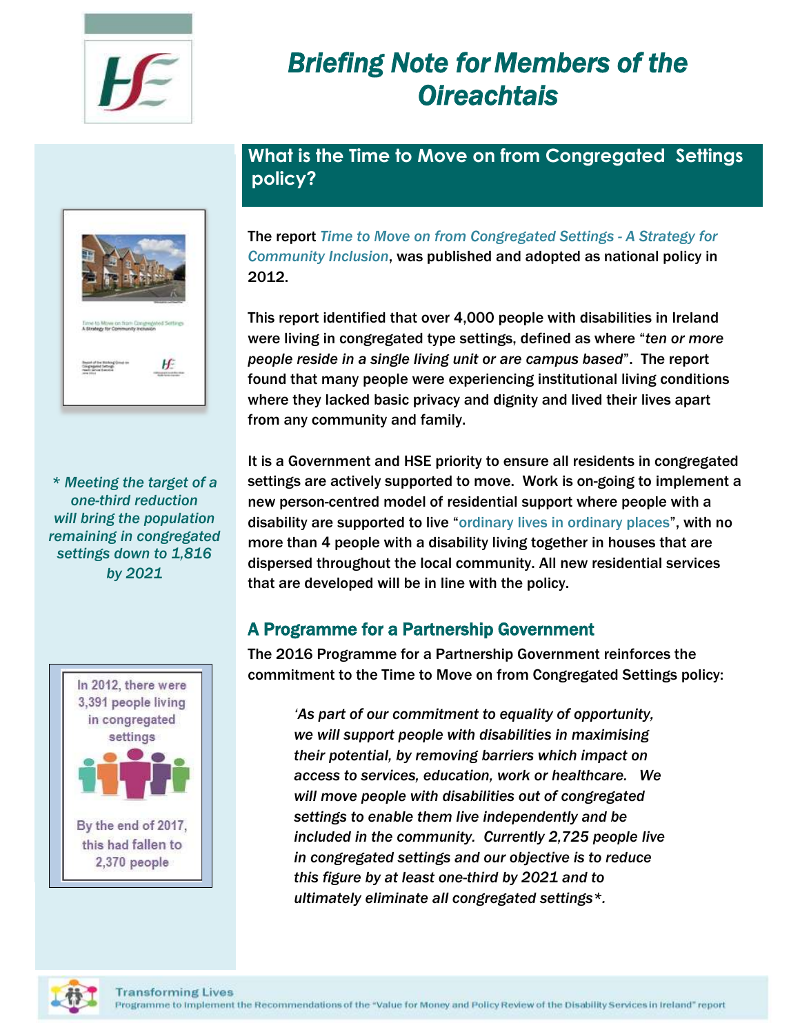# Briefing Note for Members of the Oireachtais

## What is the Time to Move on from Congregated Settings policy?

The report *Time to Move on from Congregated Settings - A Strategy for Community Inclusion*, was published and adopted as national policy in 2012.

This report identified that over 4,000 people with disabilities in Ireland were living in congregated type settings, defined as where "*ten or more people reside in a single living unit or are campus based*". The report found that many people were experiencing institutional living conditions where they lacked basic privacy and dignity and lived their lives apart from any community and family.

It is a Government and HSE priority to ensure all residents in congregated settings are actively supported to move. Work is on-going to implement a new person-centred model of residential support where people with a disability are supported to live "ordinary lives in ordinary places", with no more than 4 people with a disability living together in houses that are dispersed throughout the local community. All new residential services that are developed will be in line with the policy.

### A Programme for a Partnership Government

The 2016 Programme for a Partnership Government reinforces the commitment to the Time to Move on from Congregated Settings policy:

> *'As part of our commitment to equality of opportunity, we will support people with disabilities in maximising their potential, by removing barriers which impact on access to services, education, work or healthcare. We will move people with disabilities out of congregated settings to enable them live independently and be included in the community. Currently 2,725 people live in congregated settings and our objective is to reduce this figure by at least one-third by 2021 and to ultimately eliminate all congregated settings*.*

*\* Meeting the target of a one-third reduction will bring the population remaining in congregated settings down to 1,816 by 2021*

In 2012, there were 3,391 people living in congregated settings

By the end of 2017, this had fallen to 2,370 people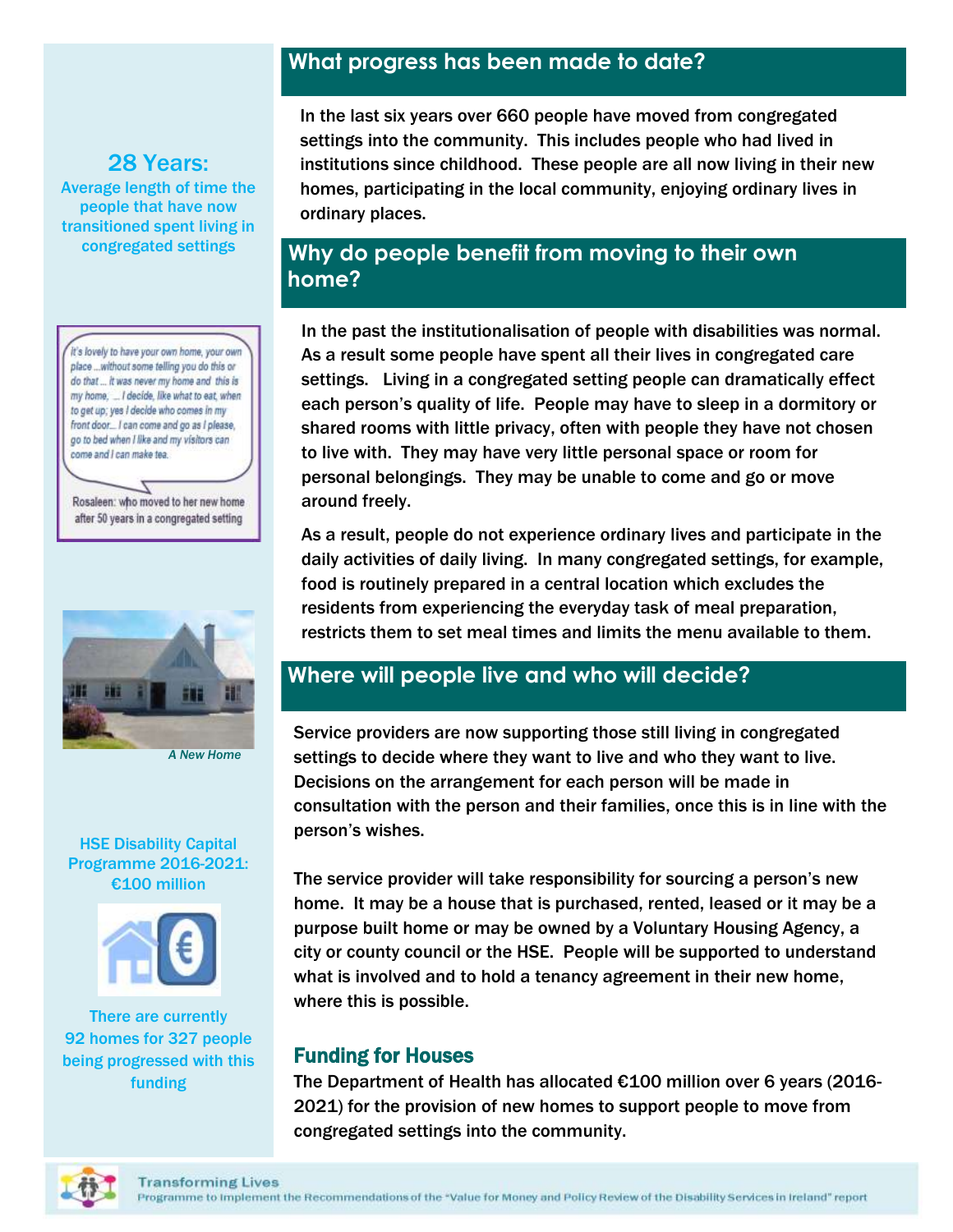## What progress has been made to date?

In the last six years over 660 people have moved from congregated settings into the community. This includes people who had lived in institutions since childhood. These people are all now living in their new homes, participating in the local community, enjoying ordinary lives in ordinary places.

**28 Years:**
Average length of time the people that have now transitioned spent living in congregated settings

## Why do people benefit from moving to their own home?

In the past the institutionalisation of people with disabilities was normal. As a result some people have spent all their lives in congregated care settings. Living in a congregated setting people can dramatically effect each person's quality of life. People may have to sleep in a dormitory or shared rooms with little privacy, often with people they have not chosen to live with. They may have very little personal space or room for personal belongings. They may be unable to come and go or move around freely.

As a result, people do not experience ordinary lives and participate in the daily activities of daily living. In many congregated settings, for example, food is routinely prepared in a central location which excludes the residents from experiencing the everyday task of meal preparation, restricts them to set meal times and limits the menu available to them.

> *It's lovely to have your own home, your own place ...without some telling you do this or do that ... it was never my home and this is my home, ... I decide, like what to eat, when to get up; yes I decide who comes in my front door... I can come and go as I please, go to bed when I like and my visitors can come and I can make tea.*
>
> Rosaleen: who moved to her new home after 50 years in a congregated setting

*A New Home*

## Where will people live and who will decide?

Service providers are now supporting those still living in congregated settings to decide where they want to live and who they want to live. Decisions on the arrangement for each person will be made in consultation with the person and their families, once this is in line with the person's wishes.

The service provider will take responsibility for sourcing a person's new home. It may be a house that is purchased, rented, leased or it may be a purpose built home or may be owned by a Voluntary Housing Agency, a city or county council or the HSE. People will be supported to understand what is involved and to hold a tenancy agreement in their new home, where this is possible.

### Funding for Houses

The Department of Health has allocated €100 million over 6 years (2016-2021) for the provision of new homes to support people to move from congregated settings into the community.

**HSE Disability Capital Programme 2016-2021: €100 million**

There are currently 92 homes for 327 people being progressed with this funding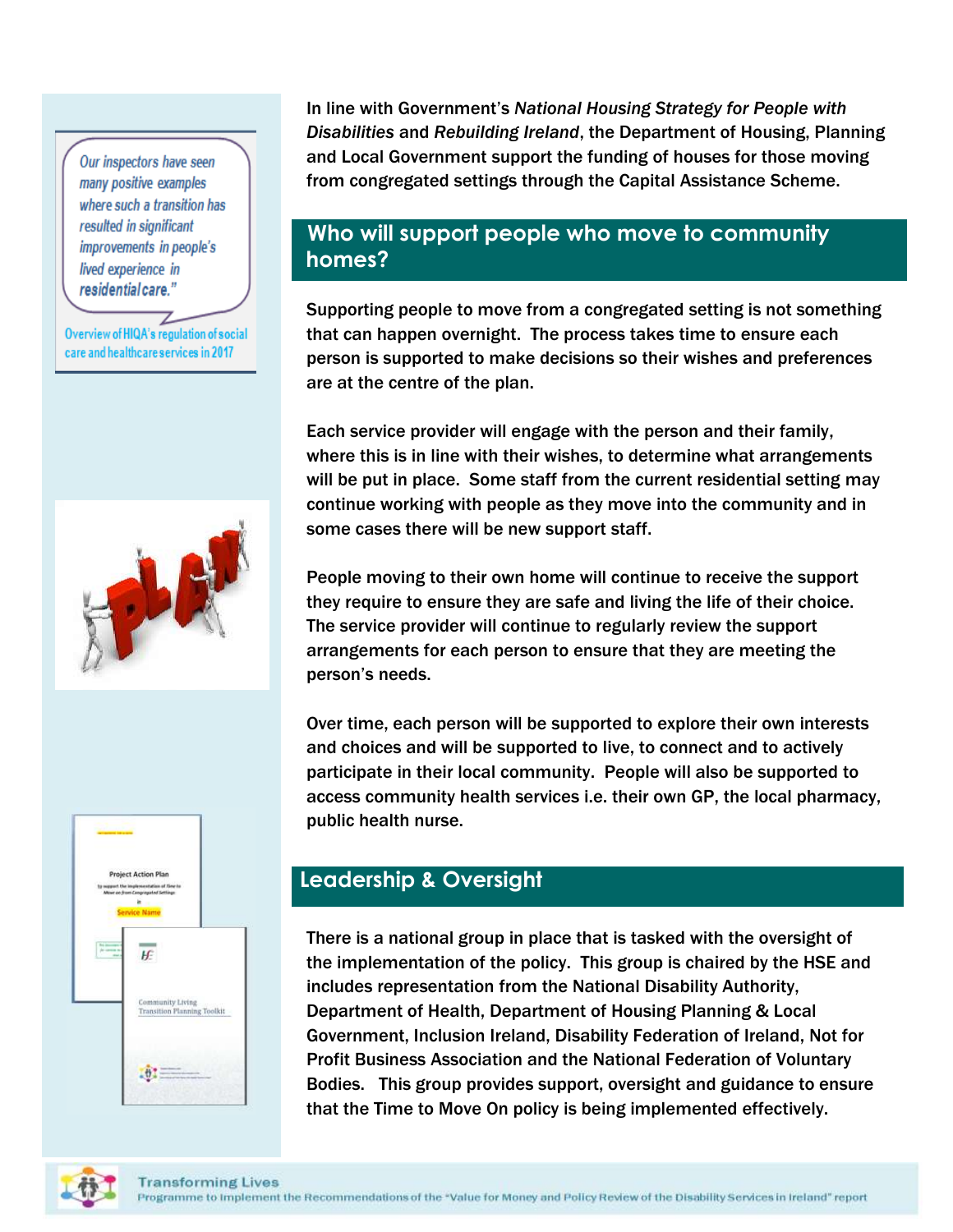> *Our inspectors have seen many positive examples where such a transition has resulted in significant improvements in people's lived experience in residential care."*
>
> Overview of HIQA's regulation of social care and healthcare services in 2017

In line with Government's *National Housing Strategy for People with Disabilities* and *Rebuilding Ireland*, the Department of Housing, Planning and Local Government support the funding of houses for those moving from congregated settings through the Capital Assistance Scheme.

## Who will support people who move to community homes?

Supporting people to move from a congregated setting is not something that can happen overnight. The process takes time to ensure each person is supported to make decisions so their wishes and preferences are at the centre of the plan.

Each service provider will engage with the person and their family, where this is in line with their wishes, to determine what arrangements will be put in place. Some staff from the current residential setting may continue working with people as they move into the community and in some cases there will be new support staff.

People moving to their own home will continue to receive the support they require to ensure they are safe and living the life of their choice. The service provider will continue to regularly review the support arrangements for each person to ensure that they are meeting the person's needs.

Over time, each person will be supported to explore their own interests and choices and will be supported to live, to connect and to actively participate in their local community. People will also be supported to access community health services i.e. their own GP, the local pharmacy, public health nurse.

## Leadership & Oversight

There is a national group in place that is tasked with the oversight of the implementation of the policy. This group is chaired by the HSE and includes representation from the National Disability Authority, Department of Health, Department of Housing Planning & Local Government, Inclusion Ireland, Disability Federation of Ireland, Not for Profit Business Association and the National Federation of Voluntary Bodies. This group provides support, oversight and guidance to ensure that the Time to Move On policy is being implemented effectively.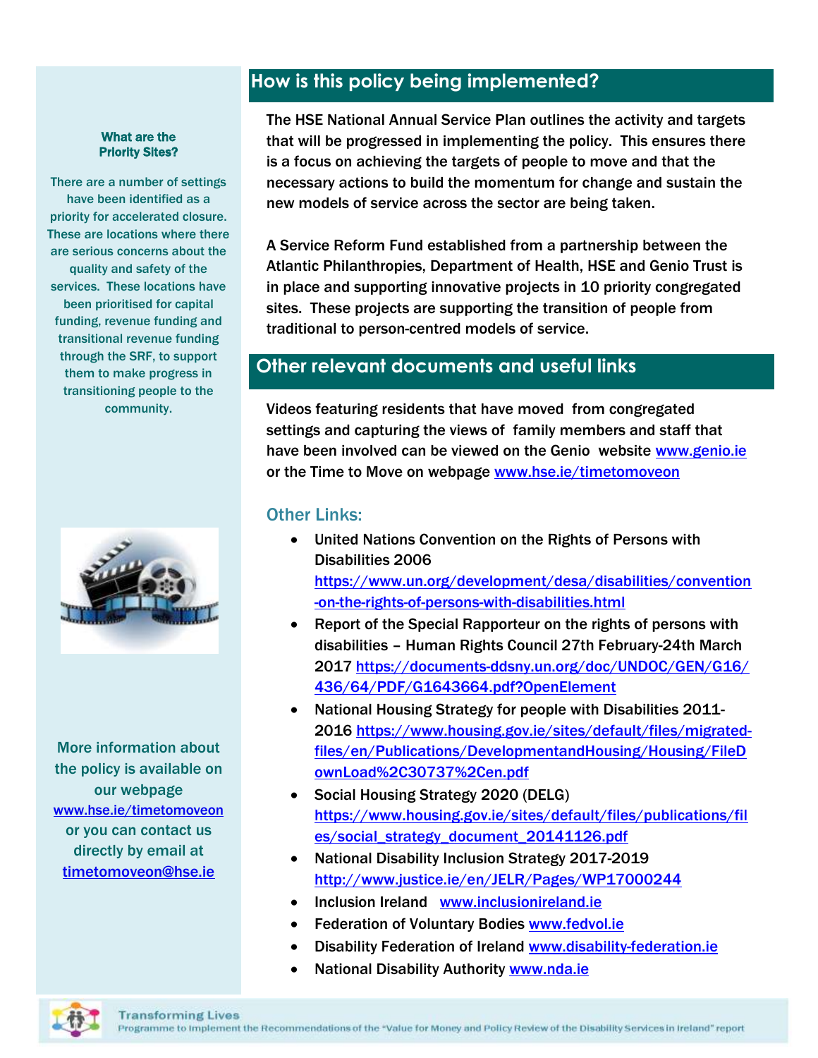## How is this policy being implemented?

The HSE National Annual Service Plan outlines the activity and targets that will be progressed in implementing the policy. This ensures there is a focus on achieving the targets of people to move and that the necessary actions to build the momentum for change and sustain the new models of service across the sector are being taken.

A Service Reform Fund established from a partnership between the Atlantic Philanthropies, Department of Health, HSE and Genio Trust is in place and supporting innovative projects in 10 priority congregated sites. These projects are supporting the transition of people from traditional to person-centred models of service.

### What are the Priority Sites?

There are a number of settings have been identified as a priority for accelerated closure. These are locations where there are serious concerns about the quality and safety of the services. These locations have been prioritised for capital funding, revenue funding and transitional revenue funding through the SRF, to support them to make progress in transitioning people to the community.

## Other relevant documents and useful links

Videos featuring residents that have moved from congregated settings and capturing the views of family members and staff that have been involved can be viewed on the Genio website www.genio.ie or the Time to Move on webpage www.hse.ie/timetomoveon

### Other Links:

- United Nations Convention on the Rights of Persons with Disabilities 2006 https://www.un.org/development/desa/disabilities/convention-on-the-rights-of-persons-with-disabilities.html
- Report of the Special Rapporteur on the rights of persons with disabilities – Human Rights Council 27th February-24th March 2017 https://documents-ddsny.un.org/doc/UNDOC/GEN/G16/436/64/PDF/G1643664.pdf?OpenElement
- National Housing Strategy for people with Disabilities 2011-2016 https://www.housing.gov.ie/sites/default/files/migrated-files/en/Publications/DevelopmentandHousing/Housing/FileDownLoad%2C30737%2Cen.pdf
- Social Housing Strategy 2020 (DELG) https://www.housing.gov.ie/sites/default/files/publications/files/social_strategy_document_20141126.pdf
- National Disability Inclusion Strategy 2017-2019 http://www.justice.ie/en/JELR/Pages/WP17000244
- Inclusion Ireland www.inclusionireland.ie
- Federation of Voluntary Bodies www.fedvol.ie
- Disability Federation of Ireland www.disability-federation.ie
- National Disability Authority www.nda.ie

More information about the policy is available on our webpage www.hse.ie/timetomoveon or you can contact us directly by email at timetomoveon@hse.ie